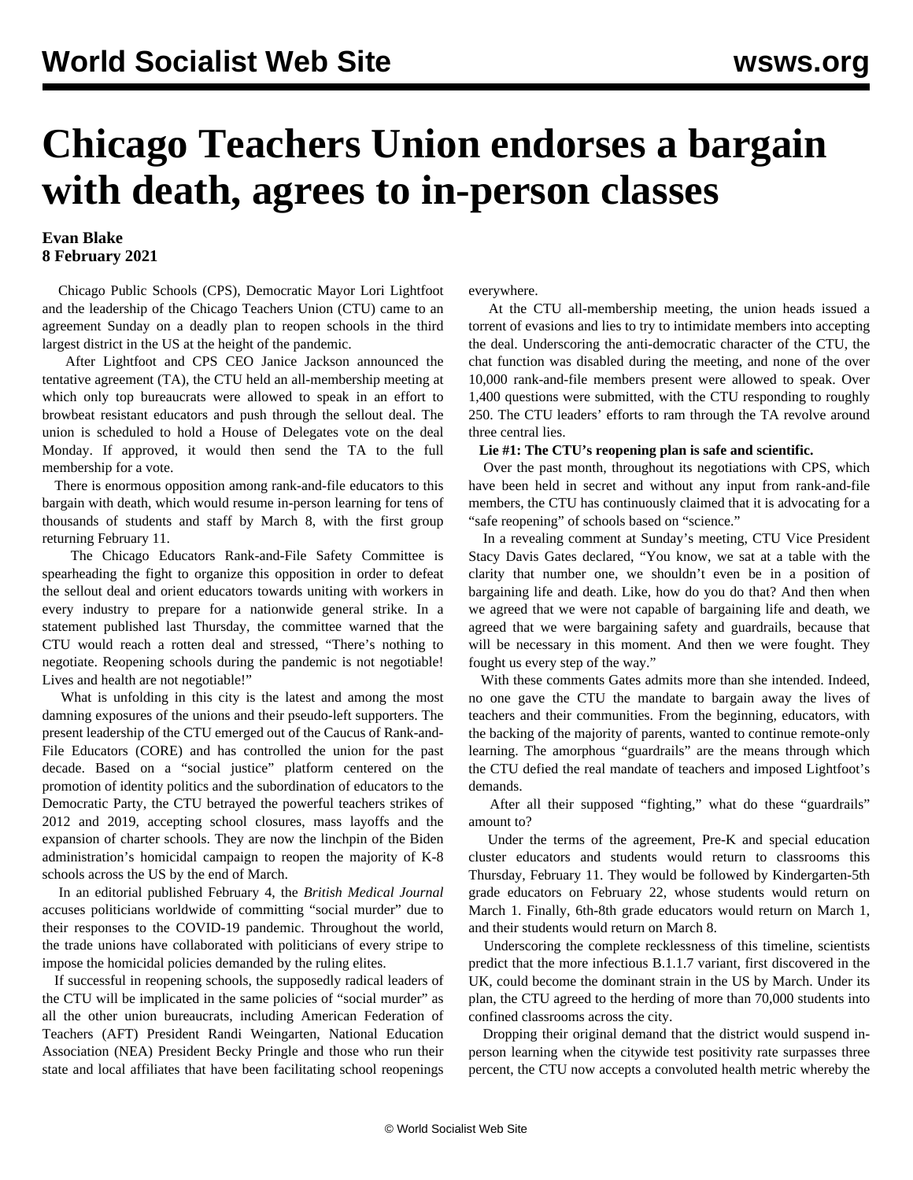# Chicago Teachers Union endorses a bargain with death, agrees to in-person classes

**Evan Blake**
**8 February 2021**

Chicago Public Schools (CPS), Democratic Mayor Lori Lightfoot and the leadership of the Chicago Teachers Union (CTU) came to an agreement Sunday on a deadly plan to reopen schools in the third largest district in the US at the height of the pandemic.

After Lightfoot and CPS CEO Janice Jackson announced the tentative agreement (TA), the CTU held an all-membership meeting at which only top bureaucrats were allowed to speak in an effort to browbeat resistant educators and push through the sellout deal. The union is scheduled to hold a House of Delegates vote on the deal Monday. If approved, it would then send the TA to the full membership for a vote.

There is enormous opposition among rank-and-file educators to this bargain with death, which would resume in-person learning for tens of thousands of students and staff by March 8, with the first group returning February 11.

The Chicago Educators Rank-and-File Safety Committee is spearheading the fight to organize this opposition in order to defeat the sellout deal and orient educators towards uniting with workers in every industry to prepare for a nationwide general strike. In a statement published last Thursday, the committee warned that the CTU would reach a rotten deal and stressed, "There's nothing to negotiate. Reopening schools during the pandemic is not negotiable! Lives and health are not negotiable!"

What is unfolding in this city is the latest and among the most damning exposures of the unions and their pseudo-left supporters. The present leadership of the CTU emerged out of the Caucus of Rank-and-File Educators (CORE) and has controlled the union for the past decade. Based on a "social justice" platform centered on the promotion of identity politics and the subordination of educators to the Democratic Party, the CTU betrayed the powerful teachers strikes of 2012 and 2019, accepting school closures, mass layoffs and the expansion of charter schools. They are now the linchpin of the Biden administration's homicidal campaign to reopen the majority of K-8 schools across the US by the end of March.

In an editorial published February 4, the *British Medical Journal* accuses politicians worldwide of committing "social murder" due to their responses to the COVID-19 pandemic. Throughout the world, the trade unions have collaborated with politicians of every stripe to impose the homicidal policies demanded by the ruling elites.

If successful in reopening schools, the supposedly radical leaders of the CTU will be implicated in the same policies of "social murder" as all the other union bureaucrats, including American Federation of Teachers (AFT) President Randi Weingarten, National Education Association (NEA) President Becky Pringle and those who run their state and local affiliates that have been facilitating school reopenings everywhere.

At the CTU all-membership meeting, the union heads issued a torrent of evasions and lies to try to intimidate members into accepting the deal. Underscoring the anti-democratic character of the CTU, the chat function was disabled during the meeting, and none of the over 10,000 rank-and-file members present were allowed to speak. Over 1,400 questions were submitted, with the CTU responding to roughly 250. The CTU leaders' efforts to ram through the TA revolve around three central lies.

**Lie #1: The CTU's reopening plan is safe and scientific.**

Over the past month, throughout its negotiations with CPS, which have been held in secret and without any input from rank-and-file members, the CTU has continuously claimed that it is advocating for a "safe reopening" of schools based on "science."

In a revealing comment at Sunday's meeting, CTU Vice President Stacy Davis Gates declared, "You know, we sat at a table with the clarity that number one, we shouldn't even be in a position of bargaining life and death. Like, how do you do that? And then when we agreed that we were not capable of bargaining life and death, we agreed that we were bargaining safety and guardrails, because that will be necessary in this moment. And then we were fought. They fought us every step of the way."

With these comments Gates admits more than she intended. Indeed, no one gave the CTU the mandate to bargain away the lives of teachers and their communities. From the beginning, educators, with the backing of the majority of parents, wanted to continue remote-only learning. The amorphous "guardrails" are the means through which the CTU defied the real mandate of teachers and imposed Lightfoot's demands.

After all their supposed "fighting," what do these "guardrails" amount to?

Under the terms of the agreement, Pre-K and special education cluster educators and students would return to classrooms this Thursday, February 11. They would be followed by Kindergarten-5th grade educators on February 22, whose students would return on March 1. Finally, 6th-8th grade educators would return on March 1, and their students would return on March 8.

Underscoring the complete recklessness of this timeline, scientists predict that the more infectious B.1.1.7 variant, first discovered in the UK, could become the dominant strain in the US by March. Under its plan, the CTU agreed to the herding of more than 70,000 students into confined classrooms across the city.

Dropping their original demand that the district would suspend in-person learning when the citywide test positivity rate surpasses three percent, the CTU now accepts a convoluted health metric whereby the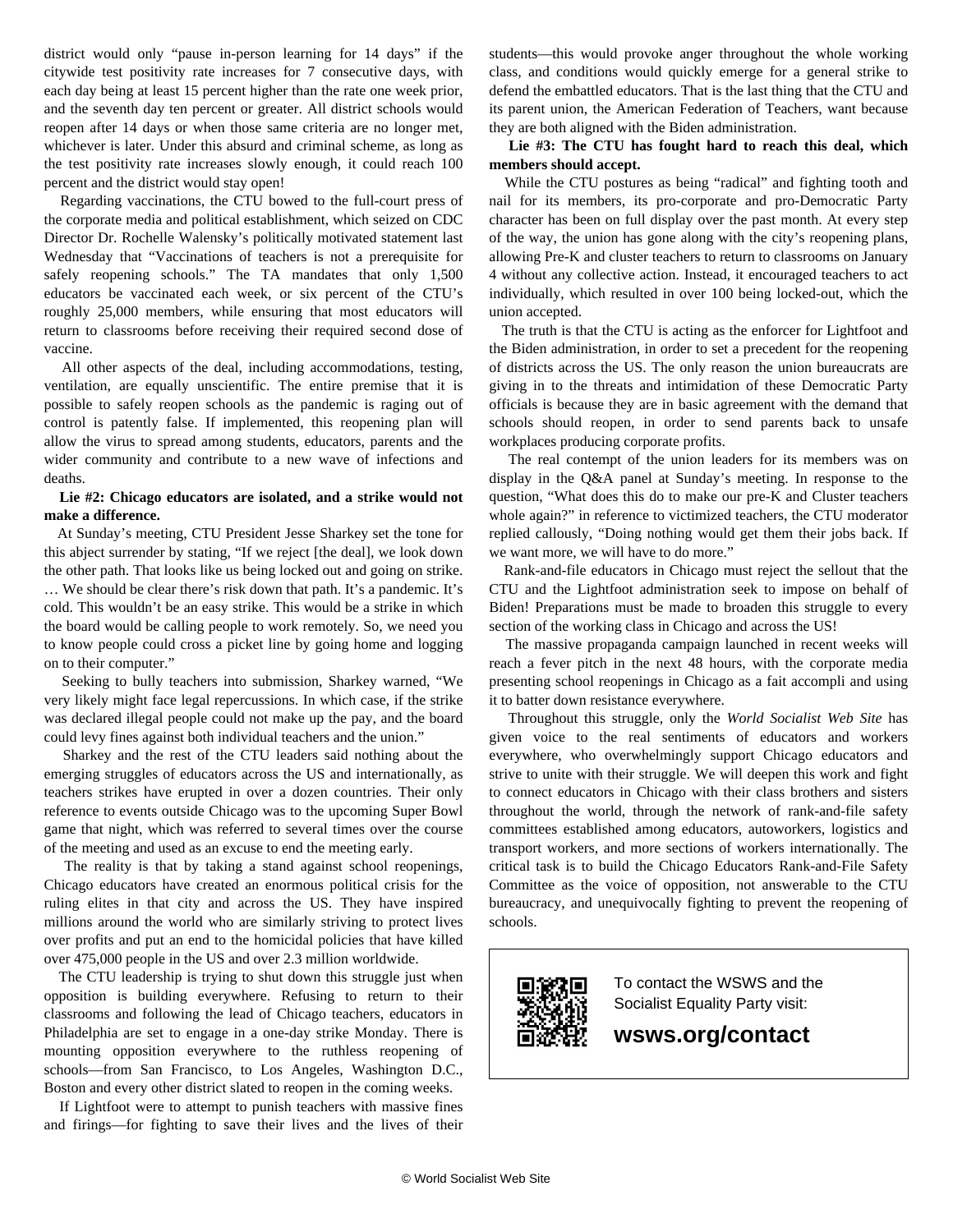district would only "pause in-person learning for 14 days" if the citywide test positivity rate increases for 7 consecutive days, with each day being at least 15 percent higher than the rate one week prior, and the seventh day ten percent or greater. All district schools would reopen after 14 days or when those same criteria are no longer met, whichever is later. Under this absurd and criminal scheme, as long as the test positivity rate increases slowly enough, it could reach 100 percent and the district would stay open!

Regarding vaccinations, the CTU bowed to the full-court press of the corporate media and political establishment, which seized on CDC Director Dr. Rochelle Walensky's politically motivated statement last Wednesday that "Vaccinations of teachers is not a prerequisite for safely reopening schools." The TA mandates that only 1,500 educators be vaccinated each week, or six percent of the CTU's roughly 25,000 members, while ensuring that most educators will return to classrooms before receiving their required second dose of vaccine.

All other aspects of the deal, including accommodations, testing, ventilation, are equally unscientific. The entire premise that it is possible to safely reopen schools as the pandemic is raging out of control is patently false. If implemented, this reopening plan will allow the virus to spread among students, educators, parents and the wider community and contribute to a new wave of infections and deaths.

**Lie #2: Chicago educators are isolated, and a strike would not make a difference.**

At Sunday's meeting, CTU President Jesse Sharkey set the tone for this abject surrender by stating, "If we reject [the deal], we look down the other path. That looks like us being locked out and going on strike. … We should be clear there's risk down that path. It's a pandemic. It's cold. This wouldn't be an easy strike. This would be a strike in which the board would be calling people to work remotely. So, we need you to know people could cross a picket line by going home and logging on to their computer."

Seeking to bully teachers into submission, Sharkey warned, "We very likely might face legal repercussions. In which case, if the strike was declared illegal people could not make up the pay, and the board could levy fines against both individual teachers and the union."

Sharkey and the rest of the CTU leaders said nothing about the emerging struggles of educators across the US and internationally, as teachers strikes have erupted in over a dozen countries. Their only reference to events outside Chicago was to the upcoming Super Bowl game that night, which was referred to several times over the course of the meeting and used as an excuse to end the meeting early.

The reality is that by taking a stand against school reopenings, Chicago educators have created an enormous political crisis for the ruling elites in that city and across the US. They have inspired millions around the world who are similarly striving to protect lives over profits and put an end to the homicidal policies that have killed over 475,000 people in the US and over 2.3 million worldwide.

The CTU leadership is trying to shut down this struggle just when opposition is building everywhere. Refusing to return to their classrooms and following the lead of Chicago teachers, educators in Philadelphia are set to engage in a one-day strike Monday. There is mounting opposition everywhere to the ruthless reopening of schools—from San Francisco, to Los Angeles, Washington D.C., Boston and every other district slated to reopen in the coming weeks.

If Lightfoot were to attempt to punish teachers with massive fines and firings—for fighting to save their lives and the lives of their students—this would provoke anger throughout the whole working class, and conditions would quickly emerge for a general strike to defend the embattled educators. That is the last thing that the CTU and its parent union, the American Federation of Teachers, want because they are both aligned with the Biden administration.

**Lie #3: The CTU has fought hard to reach this deal, which members should accept.**

While the CTU postures as being "radical" and fighting tooth and nail for its members, its pro-corporate and pro-Democratic Party character has been on full display over the past month. At every step of the way, the union has gone along with the city's reopening plans, allowing Pre-K and cluster teachers to return to classrooms on January 4 without any collective action. Instead, it encouraged teachers to act individually, which resulted in over 100 being locked-out, which the union accepted.

The truth is that the CTU is acting as the enforcer for Lightfoot and the Biden administration, in order to set a precedent for the reopening of districts across the US. The only reason the union bureaucrats are giving in to the threats and intimidation of these Democratic Party officials is because they are in basic agreement with the demand that schools should reopen, in order to send parents back to unsafe workplaces producing corporate profits.

The real contempt of the union leaders for its members was on display in the Q&A panel at Sunday's meeting. In response to the question, "What does this do to make our pre-K and Cluster teachers whole again?" in reference to victimized teachers, the CTU moderator replied callously, "Doing nothing would get them their jobs back. If we want more, we will have to do more."

Rank-and-file educators in Chicago must reject the sellout that the CTU and the Lightfoot administration seek to impose on behalf of Biden! Preparations must be made to broaden this struggle to every section of the working class in Chicago and across the US!

The massive propaganda campaign launched in recent weeks will reach a fever pitch in the next 48 hours, with the corporate media presenting school reopenings in Chicago as a fait accompli and using it to batter down resistance everywhere.

Throughout this struggle, only the *World Socialist Web Site* has given voice to the real sentiments of educators and workers everywhere, who overwhelmingly support Chicago educators and strive to unite with their struggle. We will deepen this work and fight to connect educators in Chicago with their class brothers and sisters throughout the world, through the network of rank-and-file safety committees established among educators, autoworkers, logistics and transport workers, and more sections of workers internationally. The critical task is to build the Chicago Educators Rank-and-File Safety Committee as the voice of opposition, not answerable to the CTU bureaucracy, and unequivocally fighting to prevent the reopening of schools.

To contact the WSWS and the Socialist Equality Party visit:

**wsws.org/contact**